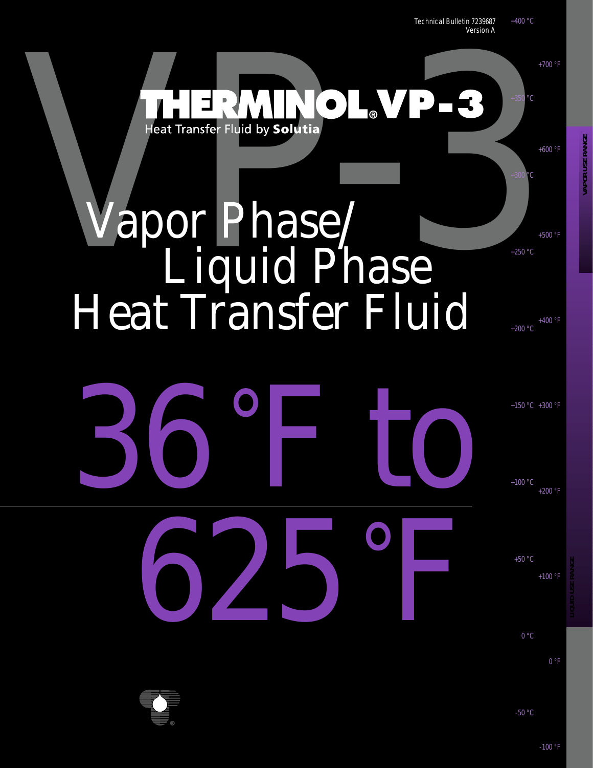Technical Bulletin 7239687
Version A

# THERMINOL® VP-3

Heat Transfer Fluid by **Solutia**

# Vapor Phase/ Liquid Phase Heat Transfer Fluid

# 36°F to 625°F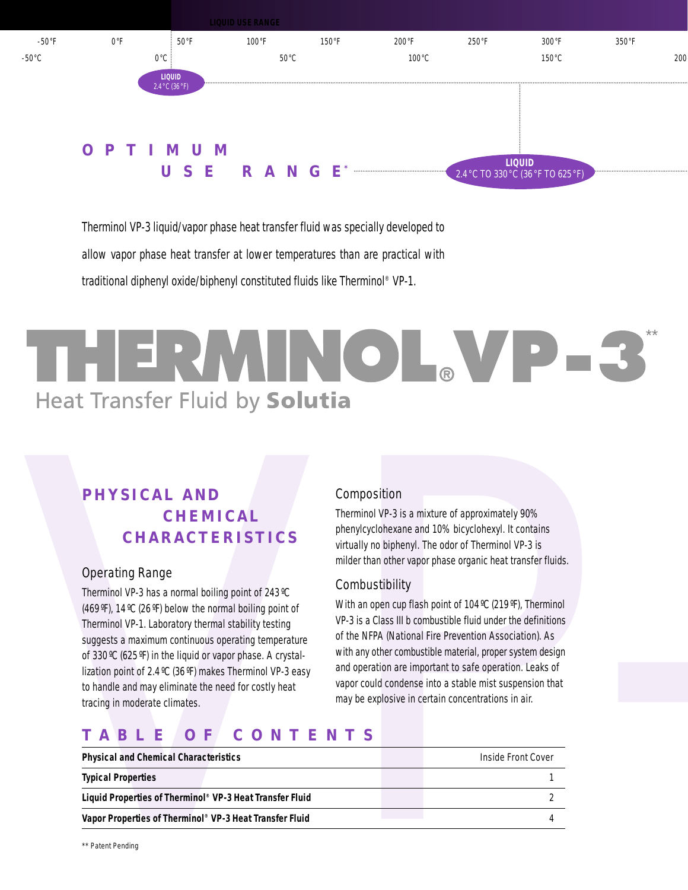LIQUID USE RANGE

-50°F 0°F 50°F 100°F 150°F 200°F 250°F 300°F 350°F

-50°C 0°C 50°C 100°C 150°C 200

LIQUID 2.4°C (36°F)

OPTIMUM USE RANGE*

LIQUID 2.4°C TO 330°C (36°F TO 625°F)

Therminol VP-3 liquid/vapor phase heat transfer fluid was specially developed to allow vapor phase heat transfer at lower temperatures than are practical with traditional diphenyl oxide/biphenyl constituted fluids like Therminol® VP-1.

# THERMINOL® VP-3**

Heat Transfer Fluid by **Solutia**

## PHYSICAL AND CHEMICAL CHARACTERISTICS

### Operating Range

Therminol VP-3 has a normal boiling point of 243ºC (469ºF), 14ºC (26ºF) below the normal boiling point of Therminol VP-1. Laboratory thermal stability testing suggests a maximum continuous operating temperature of 330ºC (625ºF) in the liquid or vapor phase. A crystallization point of 2.4ºC (36ºF) makes Therminol VP-3 easy to handle and may eliminate the need for costly heat tracing in moderate climates.

### Composition

Therminol VP-3 is a mixture of approximately 90% phenylcyclohexane and 10% bicyclohexyl. It contains virtually no biphenyl. The odor of Therminol VP-3 is milder than other vapor phase organic heat transfer fluids.

### Combustibility

With an open cup flash point of 104ºC (219ºF), Therminol VP-3 is a Class III b combustible fluid under the definitions of the NFPA (National Fire Prevention Association). As with any other combustible material, proper system design and operation are important to safe operation. Leaks of vapor could condense into a stable mist suspension that may be explosive in certain concentrations in air.

## TABLE OF CONTENTS

| | |
|---|---|
| **Physical and Chemical Characteristics** | Inside Front Cover |
| **Typical Properties** | 1 |
| **Liquid Properties of Therminol® VP-3 Heat Transfer Fluid** | 2 |
| **Vapor Properties of Therminol® VP-3 Heat Transfer Fluid** | 4 |

** Patent Pending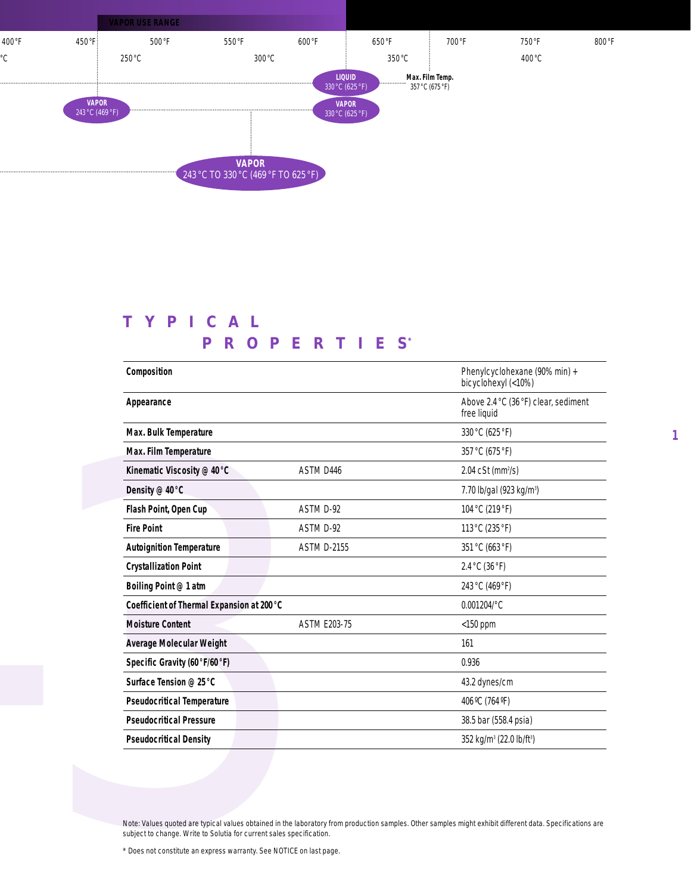VAPOR USE RANGE

| 400 °F | 450 °F | 500 °F | 550 °F | 600 °F | 650 °F | 700 °F | 750 °F | 800 °F |
|---|---|---|---|---|---|---|---|---|

°C 250 °C 300 °C 350 °C 400 °C

LIQUID 330 °C (625 °F)

Max. Film Temp. 357 °C (675 °F)

VAPOR 243 °C (469 °F)

VAPOR 330 °C (625 °F)

VAPOR 243 °C TO 330 °C (469 °F TO 625 °F)

# TYPICAL PROPERTIES*

| Property | Test Method | Value |
|---|---|---|
| **Composition** | | Phenylcyclohexane (90% min) + bicyclohexyl (<10%) |
| **Appearance** | | Above 2.4 °C (36 °F) clear, sediment free liquid |
| **Max. Bulk Temperature** | | 330 °C (625 °F) |
| **Max. Film Temperature** | | 357 °C (675 °F) |
| **Kinematic Viscosity @ 40 °C** | ASTM D446 | 2.04 cSt ($mm^2/s$) |
| **Density @ 40 °C** | | 7.70 lb/gal (923 $kg/m^3$) |
| **Flash Point, Open Cup** | ASTM D-92 | 104 °C (219 °F) |
| **Fire Point** | ASTM D-92 | 113 °C (235 °F) |
| **Autoignition Temperature** | ASTM D-2155 | 351 °C (663 °F) |
| **Crystallization Point** | | 2.4 °C (36 °F) |
| **Boiling Point @ 1 atm** | | 243 °C (469°F) |
| **Coefficient of Thermal Expansion at 200 °C** | | 0.001204/°C |
| **Moisture Content** | ASTM E203-75 | <150 ppm |
| **Average Molecular Weight** | | 161 |
| **Specific Gravity (60 °F/60 °F)** | | 0.936 |
| **Surface Tension @ 25 °C** | | 43.2 dynes/cm |
| **Pseudocritical Temperature** | | 406 ºC (764 ºF) |
| **Pseudocritical Pressure** | | 38.5 bar (558.4 psia) |
| **Pseudocritical Density** | | 352 $kg/m^3$ (22.0 $lb/ft^3$) |

Note: Values quoted are typical values obtained in the laboratory from production samples. Other samples might exhibit different data. Specifications are subject to change. Write to Solutia for current sales specification.

* Does not constitute an express warranty. See NOTICE on last page.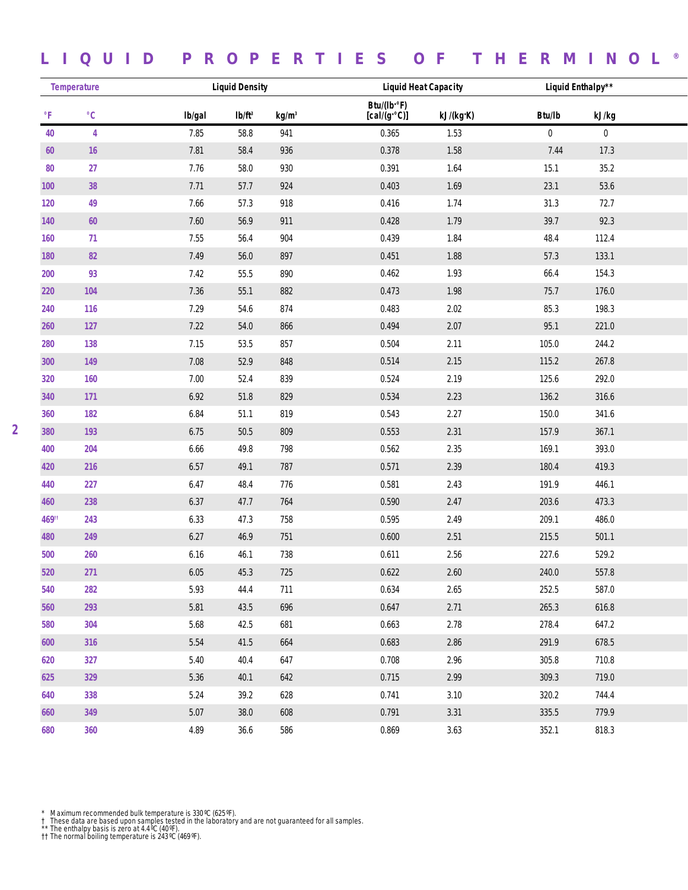# LIQUID PROPERTIES OF THERMINOL®

| Temperature | | Liquid Density | | | Liquid Heat Capacity | | Liquid Enthalpy** | |
|---|---|---|---|---|---|---|---|---|
| °F | °C | lb/gal | lb/ft³ | kg/m³ | Btu/(lb·°F) [cal/(g·°C)] | kJ/(kg·K) | Btu/lb | kJ/kg |
| 40 | 4 | 7.85 | 58.8 | 941 | 0.365 | 1.53 | 0 | 0 |
| 60 | 16 | 7.81 | 58.4 | 936 | 0.378 | 1.58 | 7.44 | 17.3 |
| 80 | 27 | 7.76 | 58.0 | 930 | 0.391 | 1.64 | 15.1 | 35.2 |
| 100 | 38 | 7.71 | 57.7 | 924 | 0.403 | 1.69 | 23.1 | 53.6 |
| 120 | 49 | 7.66 | 57.3 | 918 | 0.416 | 1.74 | 31.3 | 72.7 |
| 140 | 60 | 7.60 | 56.9 | 911 | 0.428 | 1.79 | 39.7 | 92.3 |
| 160 | 71 | 7.55 | 56.4 | 904 | 0.439 | 1.84 | 48.4 | 112.4 |
| 180 | 82 | 7.49 | 56.0 | 897 | 0.451 | 1.88 | 57.3 | 133.1 |
| 200 | 93 | 7.42 | 55.5 | 890 | 0.462 | 1.93 | 66.4 | 154.3 |
| 220 | 104 | 7.36 | 55.1 | 882 | 0.473 | 1.98 | 75.7 | 176.0 |
| 240 | 116 | 7.29 | 54.6 | 874 | 0.483 | 2.02 | 85.3 | 198.3 |
| 260 | 127 | 7.22 | 54.0 | 866 | 0.494 | 2.07 | 95.1 | 221.0 |
| 280 | 138 | 7.15 | 53.5 | 857 | 0.504 | 2.11 | 105.0 | 244.2 |
| 300 | 149 | 7.08 | 52.9 | 848 | 0.514 | 2.15 | 115.2 | 267.8 |
| 320 | 160 | 7.00 | 52.4 | 839 | 0.524 | 2.19 | 125.6 | 292.0 |
| 340 | 171 | 6.92 | 51.8 | 829 | 0.534 | 2.23 | 136.2 | 316.6 |
| 360 | 182 | 6.84 | 51.1 | 819 | 0.543 | 2.27 | 150.0 | 341.6 |
| 380 | 193 | 6.75 | 50.5 | 809 | 0.553 | 2.31 | 157.9 | 367.1 |
| 400 | 204 | 6.66 | 49.8 | 798 | 0.562 | 2.35 | 169.1 | 393.0 |
| 420 | 216 | 6.57 | 49.1 | 787 | 0.571 | 2.39 | 180.4 | 419.3 |
| 440 | 227 | 6.47 | 48.4 | 776 | 0.581 | 2.43 | 191.9 | 446.1 |
| 460 | 238 | 6.37 | 47.7 | 764 | 0.590 | 2.47 | 203.6 | 473.3 |
| 469†† | 243 | 6.33 | 47.3 | 758 | 0.595 | 2.49 | 209.1 | 486.0 |
| 480 | 249 | 6.27 | 46.9 | 751 | 0.600 | 2.51 | 215.5 | 501.1 |
| 500 | 260 | 6.16 | 46.1 | 738 | 0.611 | 2.56 | 227.6 | 529.2 |
| 520 | 271 | 6.05 | 45.3 | 725 | 0.622 | 2.60 | 240.0 | 557.8 |
| 540 | 282 | 5.93 | 44.4 | 711 | 0.634 | 2.65 | 252.5 | 587.0 |
| 560 | 293 | 5.81 | 43.5 | 696 | 0.647 | 2.71 | 265.3 | 616.8 |
| 580 | 304 | 5.68 | 42.5 | 681 | 0.663 | 2.78 | 278.4 | 647.2 |
| 600 | 316 | 5.54 | 41.5 | 664 | 0.683 | 2.86 | 291.9 | 678.5 |
| 620 | 327 | 5.40 | 40.4 | 647 | 0.708 | 2.96 | 305.8 | 710.8 |
| 625 | 329 | 5.36 | 40.1 | 642 | 0.715 | 2.99 | 309.3 | 719.0 |
| 640 | 338 | 5.24 | 39.2 | 628 | 0.741 | 3.10 | 320.2 | 744.4 |
| 660 | 349 | 5.07 | 38.0 | 608 | 0.791 | 3.31 | 335.5 | 779.9 |
| 680 | 360 | 4.89 | 36.6 | 586 | 0.869 | 3.63 | 352.1 | 818.3 |

\* Maximum recommended bulk temperature is 330ºC (625ºF).
† These data are based upon samples tested in the laboratory and are not guaranteed for all samples.
** The enthalpy basis is zero at 4.4ºC (40ºF).
†† The normal boiling temperature is 243ºC (469ºF).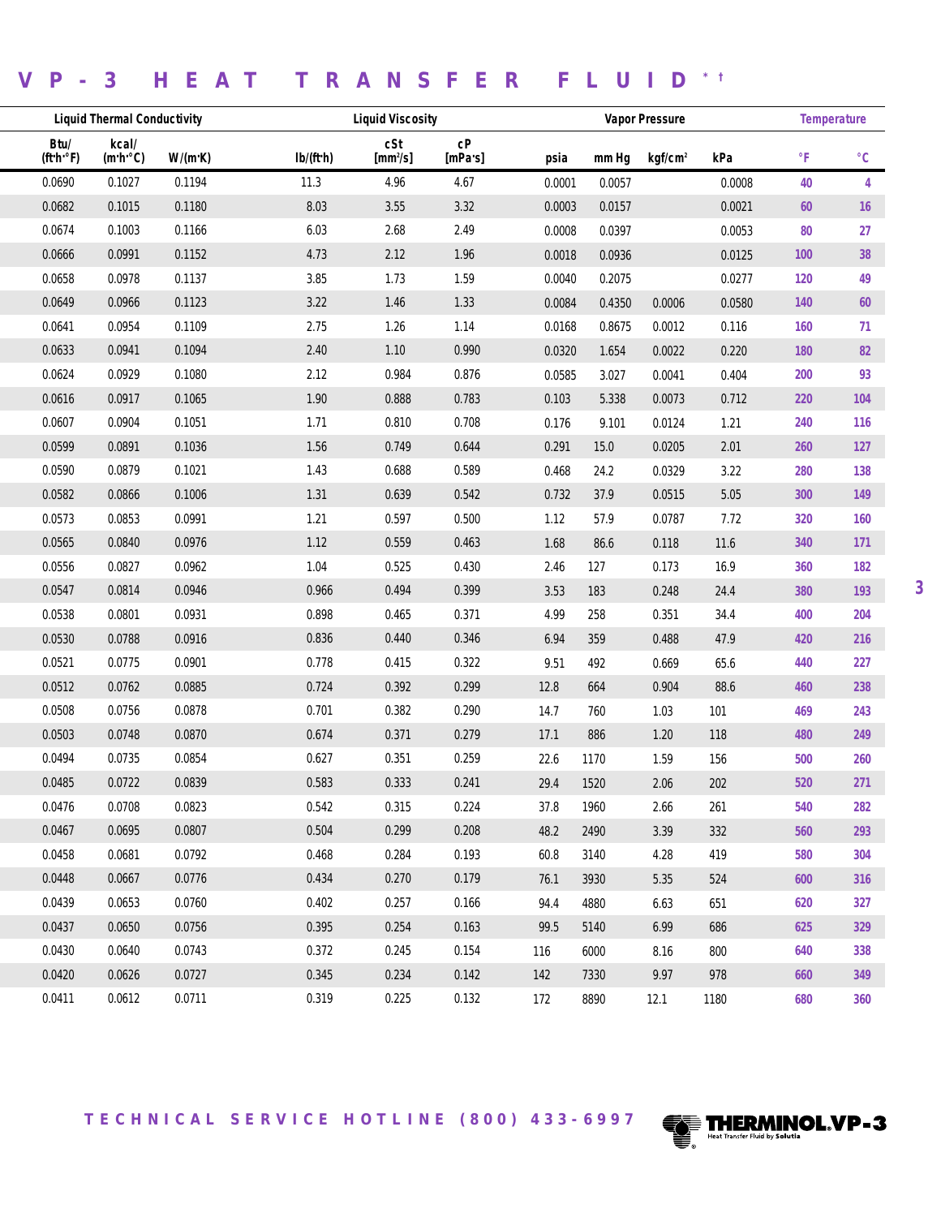# VP-3 HEAT TRANSFER FLUID*†

| Liquid Thermal Conductivity | | | Liquid Viscosity | | | Vapor Pressure | | | | Temperature | |
|---|---|---|---|---|---|---|---|---|---|---|---|
| Btu/ (ft·h·°F) | kcal/ (m·h·°C) | W/(m·K) | lb/(ft·h) | cSt [mm²/s] | cP [mPa·s] | psia | mm Hg | kgf/cm² | kPa | °F | °C |
| 0.0690 | 0.1027 | 0.1194 | 11.3 | 4.96 | 4.67 | 0.0001 | 0.0057 | | 0.0008 | 40 | 4 |
| 0.0682 | 0.1015 | 0.1180 | 8.03 | 3.55 | 3.32 | 0.0003 | 0.0157 | | 0.0021 | 60 | 16 |
| 0.0674 | 0.1003 | 0.1166 | 6.03 | 2.68 | 2.49 | 0.0008 | 0.0397 | | 0.0053 | 80 | 27 |
| 0.0666 | 0.0991 | 0.1152 | 4.73 | 2.12 | 1.96 | 0.0018 | 0.0936 | | 0.0125 | 100 | 38 |
| 0.0658 | 0.0978 | 0.1137 | 3.85 | 1.73 | 1.59 | 0.0040 | 0.2075 | | 0.0277 | 120 | 49 |
| 0.0649 | 0.0966 | 0.1123 | 3.22 | 1.46 | 1.33 | 0.0084 | 0.4350 | 0.0006 | 0.0580 | 140 | 60 |
| 0.0641 | 0.0954 | 0.1109 | 2.75 | 1.26 | 1.14 | 0.0168 | 0.8675 | 0.0012 | 0.116 | 160 | 71 |
| 0.0633 | 0.0941 | 0.1094 | 2.40 | 1.10 | 0.990 | 0.0320 | 1.654 | 0.0022 | 0.220 | 180 | 82 |
| 0.0624 | 0.0929 | 0.1080 | 2.12 | 0.984 | 0.876 | 0.0585 | 3.027 | 0.0041 | 0.404 | 200 | 93 |
| 0.0616 | 0.0917 | 0.1065 | 1.90 | 0.888 | 0.783 | 0.103 | 5.338 | 0.0073 | 0.712 | 220 | 104 |
| 0.0607 | 0.0904 | 0.1051 | 1.71 | 0.810 | 0.708 | 0.176 | 9.101 | 0.0124 | 1.21 | 240 | 116 |
| 0.0599 | 0.0891 | 0.1036 | 1.56 | 0.749 | 0.644 | 0.291 | 15.0 | 0.0205 | 2.01 | 260 | 127 |
| 0.0590 | 0.0879 | 0.1021 | 1.43 | 0.688 | 0.589 | 0.468 | 24.2 | 0.0329 | 3.22 | 280 | 138 |
| 0.0582 | 0.0866 | 0.1006 | 1.31 | 0.639 | 0.542 | 0.732 | 37.9 | 0.0515 | 5.05 | 300 | 149 |
| 0.0573 | 0.0853 | 0.0991 | 1.21 | 0.597 | 0.500 | 1.12 | 57.9 | 0.0787 | 7.72 | 320 | 160 |
| 0.0565 | 0.0840 | 0.0976 | 1.12 | 0.559 | 0.463 | 1.68 | 86.6 | 0.118 | 11.6 | 340 | 171 |
| 0.0556 | 0.0827 | 0.0962 | 1.04 | 0.525 | 0.430 | 2.46 | 127 | 0.173 | 16.9 | 360 | 182 |
| 0.0547 | 0.0814 | 0.0946 | 0.966 | 0.494 | 0.399 | 3.53 | 183 | 0.248 | 24.4 | 380 | 193 |
| 0.0538 | 0.0801 | 0.0931 | 0.898 | 0.465 | 0.371 | 4.99 | 258 | 0.351 | 34.4 | 400 | 204 |
| 0.0530 | 0.0788 | 0.0916 | 0.836 | 0.440 | 0.346 | 6.94 | 359 | 0.488 | 47.9 | 420 | 216 |
| 0.0521 | 0.0775 | 0.0901 | 0.778 | 0.415 | 0.322 | 9.51 | 492 | 0.669 | 65.6 | 440 | 227 |
| 0.0512 | 0.0762 | 0.0885 | 0.724 | 0.392 | 0.299 | 12.8 | 664 | 0.904 | 88.6 | 460 | 238 |
| 0.0508 | 0.0756 | 0.0878 | 0.701 | 0.382 | 0.290 | 14.7 | 760 | 1.03 | 101 | 469 | 243 |
| 0.0503 | 0.0748 | 0.0870 | 0.674 | 0.371 | 0.279 | 17.1 | 886 | 1.20 | 118 | 480 | 249 |
| 0.0494 | 0.0735 | 0.0854 | 0.627 | 0.351 | 0.259 | 22.6 | 1170 | 1.59 | 156 | 500 | 260 |
| 0.0485 | 0.0722 | 0.0839 | 0.583 | 0.333 | 0.241 | 29.4 | 1520 | 2.06 | 202 | 520 | 271 |
| 0.0476 | 0.0708 | 0.0823 | 0.542 | 0.315 | 0.224 | 37.8 | 1960 | 2.66 | 261 | 540 | 282 |
| 0.0467 | 0.0695 | 0.0807 | 0.504 | 0.299 | 0.208 | 48.2 | 2490 | 3.39 | 332 | 560 | 293 |
| 0.0458 | 0.0681 | 0.0792 | 0.468 | 0.284 | 0.193 | 60.8 | 3140 | 4.28 | 419 | 580 | 304 |
| 0.0448 | 0.0667 | 0.0776 | 0.434 | 0.270 | 0.179 | 76.1 | 3930 | 5.35 | 524 | 600 | 316 |
| 0.0439 | 0.0653 | 0.0760 | 0.402 | 0.257 | 0.166 | 94.4 | 4880 | 6.63 | 651 | 620 | 327 |
| 0.0437 | 0.0650 | 0.0756 | 0.395 | 0.254 | 0.163 | 99.5 | 5140 | 6.99 | 686 | 625 | 329 |
| 0.0430 | 0.0640 | 0.0743 | 0.372 | 0.245 | 0.154 | 116 | 6000 | 8.16 | 800 | 640 | 338 |
| 0.0420 | 0.0626 | 0.0727 | 0.345 | 0.234 | 0.142 | 142 | 7330 | 9.97 | 978 | 660 | 349 |
| 0.0411 | 0.0612 | 0.0711 | 0.319 | 0.225 | 0.132 | 172 | 8890 | 12.1 | 1180 | 680 | 360 |

TECHNICAL SERVICE HOTLINE (800) 433-6997

THERMINOL® VP-3 Heat Transfer Fluid by Solutia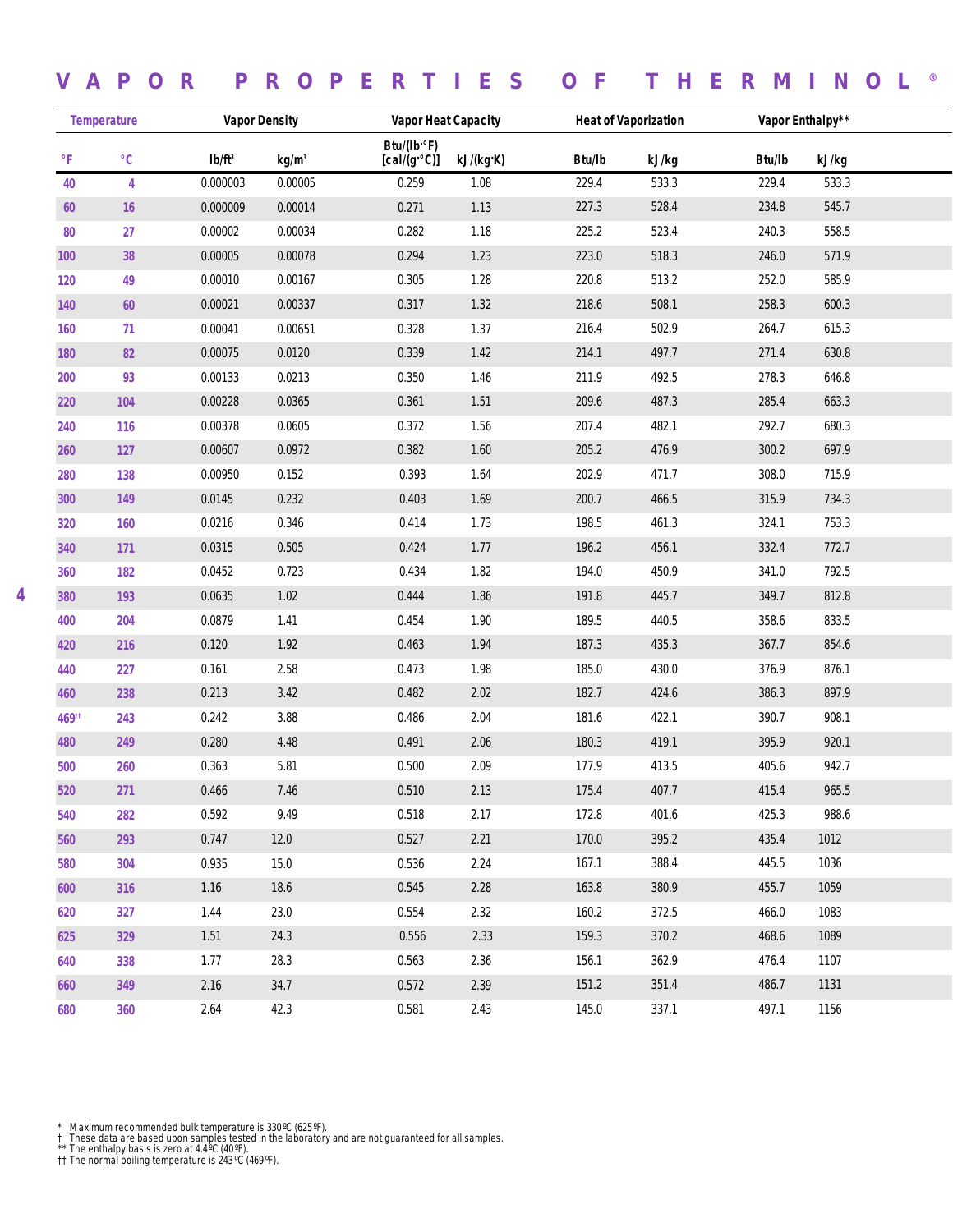# VAPOR PROPERTIES OF THERMINOL®

| Temperature | | Vapor Density | | Vapor Heat Capacity | | Heat of Vaporization | | Vapor Enthalpy** | |
|---|---|---|---|---|---|---|---|---|---|
| °F | °C | lb/ft³ | kg/m³ | Btu/(lb·°F) [cal/(g·°C)] | kJ/(kg·K) | Btu/lb | kJ/kg | Btu/lb | kJ/kg |
| 40 | 4 | 0.000003 | 0.00005 | 0.259 | 1.08 | 229.4 | 533.3 | 229.4 | 533.3 |
| 60 | 16 | 0.000009 | 0.00014 | 0.271 | 1.13 | 227.3 | 528.4 | 234.8 | 545.7 |
| 80 | 27 | 0.00002 | 0.00034 | 0.282 | 1.18 | 225.2 | 523.4 | 240.3 | 558.5 |
| 100 | 38 | 0.00005 | 0.00078 | 0.294 | 1.23 | 223.0 | 518.3 | 246.0 | 571.9 |
| 120 | 49 | 0.00010 | 0.00167 | 0.305 | 1.28 | 220.8 | 513.2 | 252.0 | 585.9 |
| 140 | 60 | 0.00021 | 0.00337 | 0.317 | 1.32 | 218.6 | 508.1 | 258.3 | 600.3 |
| 160 | 71 | 0.00041 | 0.00651 | 0.328 | 1.37 | 216.4 | 502.9 | 264.7 | 615.3 |
| 180 | 82 | 0.00075 | 0.0120 | 0.339 | 1.42 | 214.1 | 497.7 | 271.4 | 630.8 |
| 200 | 93 | 0.00133 | 0.0213 | 0.350 | 1.46 | 211.9 | 492.5 | 278.3 | 646.8 |
| 220 | 104 | 0.00228 | 0.0365 | 0.361 | 1.51 | 209.6 | 487.3 | 285.4 | 663.3 |
| 240 | 116 | 0.00378 | 0.0605 | 0.372 | 1.56 | 207.4 | 482.1 | 292.7 | 680.3 |
| 260 | 127 | 0.00607 | 0.0972 | 0.382 | 1.60 | 205.2 | 476.9 | 300.2 | 697.9 |
| 280 | 138 | 0.00950 | 0.152 | 0.393 | 1.64 | 202.9 | 471.7 | 308.0 | 715.9 |
| 300 | 149 | 0.0145 | 0.232 | 0.403 | 1.69 | 200.7 | 466.5 | 315.9 | 734.3 |
| 320 | 160 | 0.0216 | 0.346 | 0.414 | 1.73 | 198.5 | 461.3 | 324.1 | 753.3 |
| 340 | 171 | 0.0315 | 0.505 | 0.424 | 1.77 | 196.2 | 456.1 | 332.4 | 772.7 |
| 360 | 182 | 0.0452 | 0.723 | 0.434 | 1.82 | 194.0 | 450.9 | 341.0 | 792.5 |
| 380 | 193 | 0.0635 | 1.02 | 0.444 | 1.86 | 191.8 | 445.7 | 349.7 | 812.8 |
| 400 | 204 | 0.0879 | 1.41 | 0.454 | 1.90 | 189.5 | 440.5 | 358.6 | 833.5 |
| 420 | 216 | 0.120 | 1.92 | 0.463 | 1.94 | 187.3 | 435.3 | 367.7 | 854.6 |
| 440 | 227 | 0.161 | 2.58 | 0.473 | 1.98 | 185.0 | 430.0 | 376.9 | 876.1 |
| 460 | 238 | 0.213 | 3.42 | 0.482 | 2.02 | 182.7 | 424.6 | 386.3 | 897.9 |
| 469†† | 243 | 0.242 | 3.88 | 0.486 | 2.04 | 181.6 | 422.1 | 390.7 | 908.1 |
| 480 | 249 | 0.280 | 4.48 | 0.491 | 2.06 | 180.3 | 419.1 | 395.9 | 920.1 |
| 500 | 260 | 0.363 | 5.81 | 0.500 | 2.09 | 177.9 | 413.5 | 405.6 | 942.7 |
| 520 | 271 | 0.466 | 7.46 | 0.510 | 2.13 | 175.4 | 407.7 | 415.4 | 965.5 |
| 540 | 282 | 0.592 | 9.49 | 0.518 | 2.17 | 172.8 | 401.6 | 425.3 | 988.6 |
| 560 | 293 | 0.747 | 12.0 | 0.527 | 2.21 | 170.0 | 395.2 | 435.4 | 1012 |
| 580 | 304 | 0.935 | 15.0 | 0.536 | 2.24 | 167.1 | 388.4 | 445.5 | 1036 |
| 600 | 316 | 1.16 | 18.6 | 0.545 | 2.28 | 163.8 | 380.9 | 455.7 | 1059 |
| 620 | 327 | 1.44 | 23.0 | 0.554 | 2.32 | 160.2 | 372.5 | 466.0 | 1083 |
| 625 | 329 | 1.51 | 24.3 | 0.556 | 2.33 | 159.3 | 370.2 | 468.6 | 1089 |
| 640 | 338 | 1.77 | 28.3 | 0.563 | 2.36 | 156.1 | 362.9 | 476.4 | 1107 |
| 660 | 349 | 2.16 | 34.7 | 0.572 | 2.39 | 151.2 | 351.4 | 486.7 | 1131 |
| 680 | 360 | 2.64 | 42.3 | 0.581 | 2.43 | 145.0 | 337.1 | 497.1 | 1156 |

\* Maximum recommended bulk temperature is 330ºC (625ºF).
† These data are based upon samples tested in the laboratory and are not guaranteed for all samples.
** The enthalpy basis is zero at 4.4ºC (40ºF).
†† The normal boiling temperature is 243ºC (469ºF).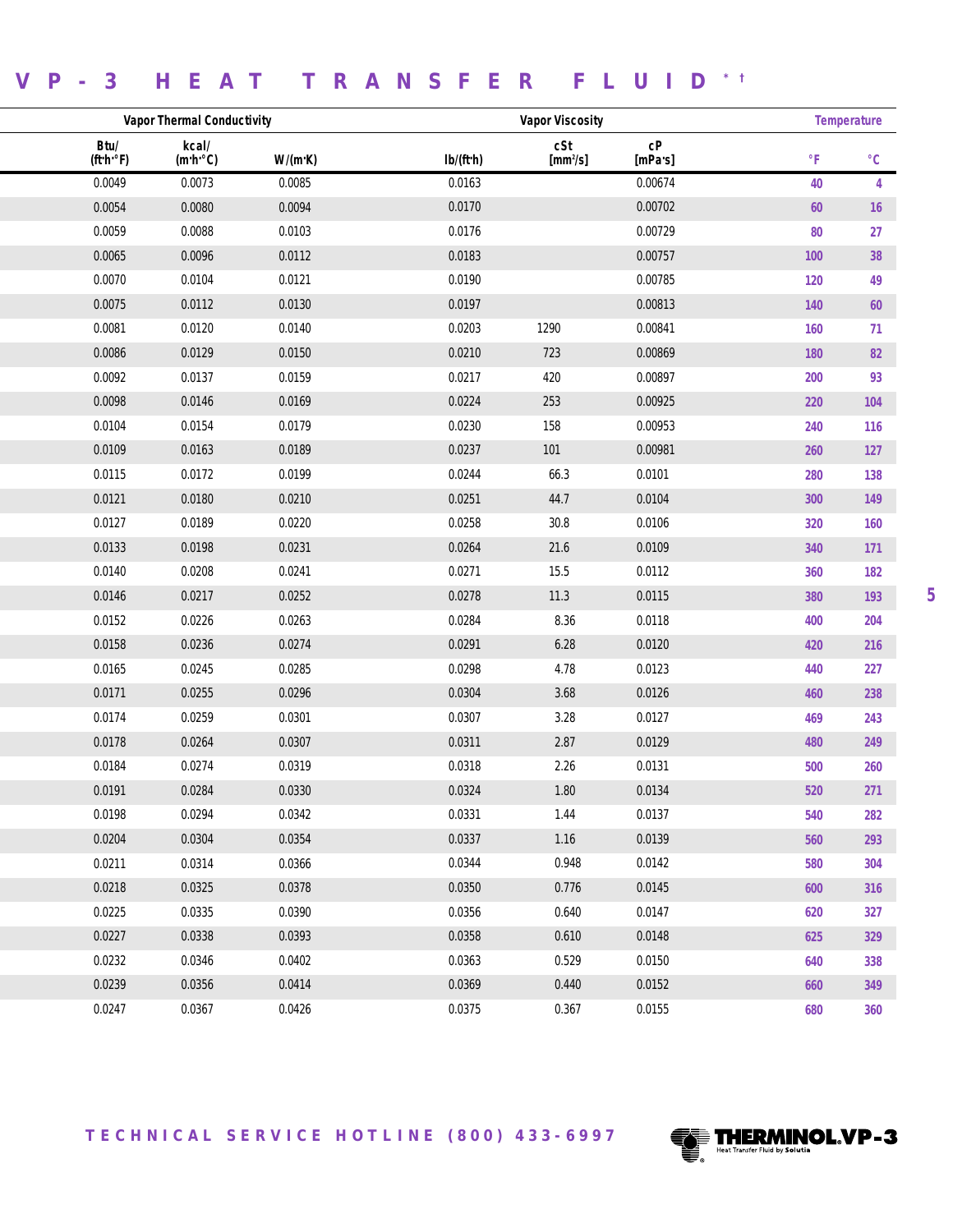# VP-3 HEAT TRANSFER FLUID*†

| Vapor Thermal Conductivity | | | Vapor Viscosity | | | Temperature | |
|---|---|---|---|---|---|---|---|
| Btu/(ft·h·°F) | kcal/(m·h·°C) | W/(m·K) | lb/(ft·h) | cSt [mm²/s] | cP [mPa·s] | °F | °C |
| 0.0049 | 0.0073 | 0.0085 | 0.0163 | | 0.00674 | 40 | 4 |
| 0.0054 | 0.0080 | 0.0094 | 0.0170 | | 0.00702 | 60 | 16 |
| 0.0059 | 0.0088 | 0.0103 | 0.0176 | | 0.00729 | 80 | 27 |
| 0.0065 | 0.0096 | 0.0112 | 0.0183 | | 0.00757 | 100 | 38 |
| 0.0070 | 0.0104 | 0.0121 | 0.0190 | | 0.00785 | 120 | 49 |
| 0.0075 | 0.0112 | 0.0130 | 0.0197 | | 0.00813 | 140 | 60 |
| 0.0081 | 0.0120 | 0.0140 | 0.0203 | 1290 | 0.00841 | 160 | 71 |
| 0.0086 | 0.0129 | 0.0150 | 0.0210 | 723 | 0.00869 | 180 | 82 |
| 0.0092 | 0.0137 | 0.0159 | 0.0217 | 420 | 0.00897 | 200 | 93 |
| 0.0098 | 0.0146 | 0.0169 | 0.0224 | 253 | 0.00925 | 220 | 104 |
| 0.0104 | 0.0154 | 0.0179 | 0.0230 | 158 | 0.00953 | 240 | 116 |
| 0.0109 | 0.0163 | 0.0189 | 0.0237 | 101 | 0.00981 | 260 | 127 |
| 0.0115 | 0.0172 | 0.0199 | 0.0244 | 66.3 | 0.0101 | 280 | 138 |
| 0.0121 | 0.0180 | 0.0210 | 0.0251 | 44.7 | 0.0104 | 300 | 149 |
| 0.0127 | 0.0189 | 0.0220 | 0.0258 | 30.8 | 0.0106 | 320 | 160 |
| 0.0133 | 0.0198 | 0.0231 | 0.0264 | 21.6 | 0.0109 | 340 | 171 |
| 0.0140 | 0.0208 | 0.0241 | 0.0271 | 15.5 | 0.0112 | 360 | 182 |
| 0.0146 | 0.0217 | 0.0252 | 0.0278 | 11.3 | 0.0115 | 380 | 193 |
| 0.0152 | 0.0226 | 0.0263 | 0.0284 | 8.36 | 0.0118 | 400 | 204 |
| 0.0158 | 0.0236 | 0.0274 | 0.0291 | 6.28 | 0.0120 | 420 | 216 |
| 0.0165 | 0.0245 | 0.0285 | 0.0298 | 4.78 | 0.0123 | 440 | 227 |
| 0.0171 | 0.0255 | 0.0296 | 0.0304 | 3.68 | 0.0126 | 460 | 238 |
| 0.0174 | 0.0259 | 0.0301 | 0.0307 | 3.28 | 0.0127 | 469 | 243 |
| 0.0178 | 0.0264 | 0.0307 | 0.0311 | 2.87 | 0.0129 | 480 | 249 |
| 0.0184 | 0.0274 | 0.0319 | 0.0318 | 2.26 | 0.0131 | 500 | 260 |
| 0.0191 | 0.0284 | 0.0330 | 0.0324 | 1.80 | 0.0134 | 520 | 271 |
| 0.0198 | 0.0294 | 0.0342 | 0.0331 | 1.44 | 0.0137 | 540 | 282 |
| 0.0204 | 0.0304 | 0.0354 | 0.0337 | 1.16 | 0.0139 | 560 | 293 |
| 0.0211 | 0.0314 | 0.0366 | 0.0344 | 0.948 | 0.0142 | 580 | 304 |
| 0.0218 | 0.0325 | 0.0378 | 0.0350 | 0.776 | 0.0145 | 600 | 316 |
| 0.0225 | 0.0335 | 0.0390 | 0.0356 | 0.640 | 0.0147 | 620 | 327 |
| 0.0227 | 0.0338 | 0.0393 | 0.0358 | 0.610 | 0.0148 | 625 | 329 |
| 0.0232 | 0.0346 | 0.0402 | 0.0363 | 0.529 | 0.0150 | 640 | 338 |
| 0.0239 | 0.0356 | 0.0414 | 0.0369 | 0.440 | 0.0152 | 660 | 349 |
| 0.0247 | 0.0367 | 0.0426 | 0.0375 | 0.367 | 0.0155 | 680 | 360 |

TECHNICAL SERVICE HOTLINE (800) 433-6997

THERMINOL® VP-3 Heat Transfer Fluid by Solutia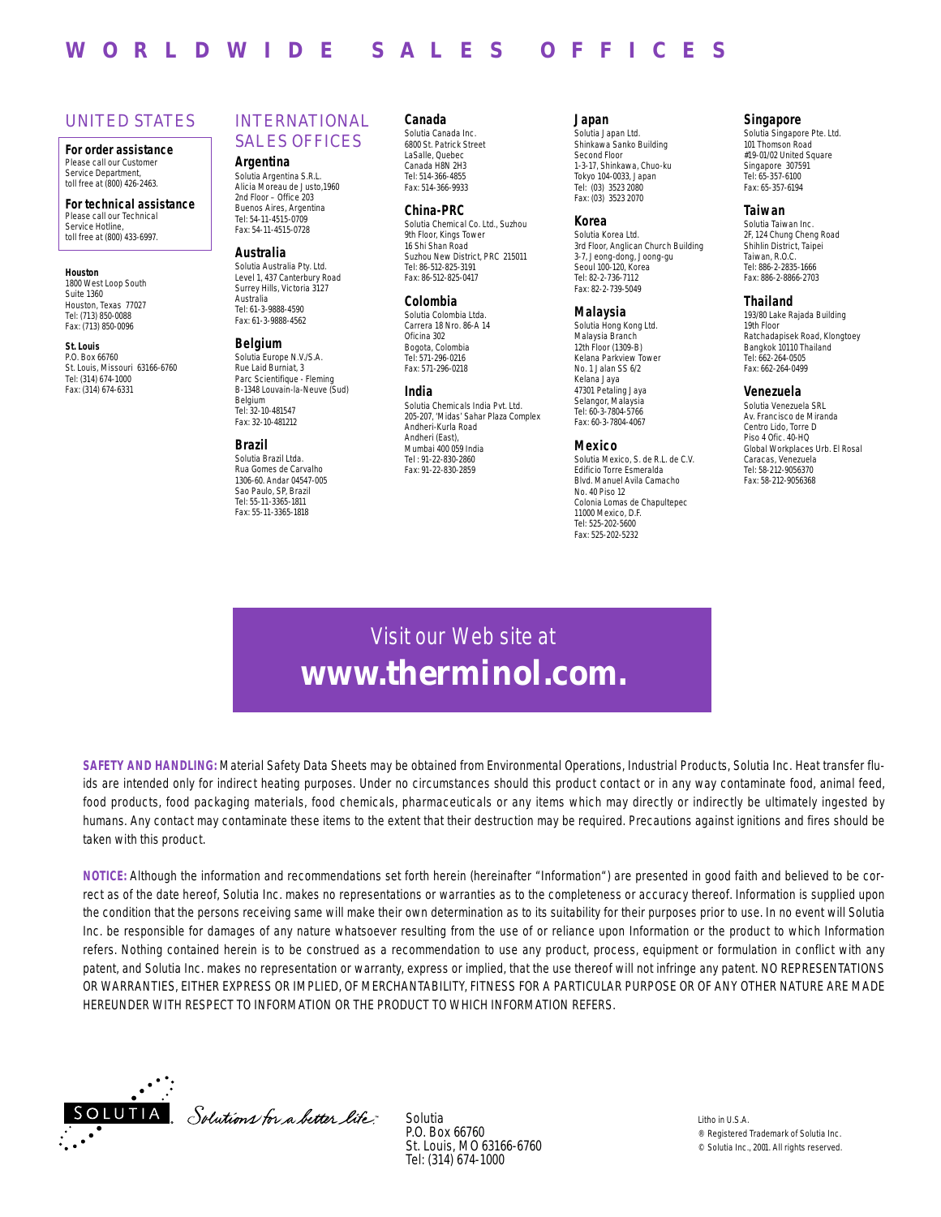# WORLDWIDE SALES OFFICES

## UNITED STATES

**For order assistance**
Please call our Customer Service Department, toll free at (800) 426-2463.

**For technical assistance**
Please call our Technical Service Hotline, toll free at (800) 433-6997.

**Houston**
1800 West Loop South
Suite 1360
Houston, Texas 77027
Tel: (713) 850-0088
Fax: (713) 850-0096

**St. Louis**
P.O. Box 66760
St. Louis, Missouri 63166-6760
Tel: (314) 674-1000
Fax: (314) 674-6331

## INTERNATIONAL SALES OFFICES

**Argentina**
Solutia Argentina S.R.L.
Alicia Moreau de Justo,1960
2nd Floor – Office 203
Buenos Aires, Argentina
Tel: 54-11-4515-0709
Fax: 54-11-4515-0728

**Australia**
Solutia Australia Pty. Ltd.
Level 1, 437 Canterbury Road
Surrey Hills, Victoria 3127
Australia
Tel: 61-3-9888-4590
Fax: 61-3-9888-4562

**Belgium**
Solutia Europe N.V./S.A.
Rue Laid Burniat, 3
Parc Scientifique - Fleming
B-1348 Louvain-la-Neuve (Sud)
Belgium
Tel: 32-10-481547
Fax: 32-10-481212

**Brazil**
Solutia Brazil Ltda.
Rua Gomes de Carvalho
1306-60. Andar 04547-005
Sao Paulo, SP, Brazil
Tel: 55-11-3365-1811
Fax: 55-11-3365-1818

**Canada**
Solutia Canada Inc.
6800 St. Patrick Street
LaSalle, Quebec
Canada H8N 2H3
Tel: 514-366-4855
Fax: 514-366-9933

**China-PRC**
Solutia Chemical Co. Ltd., Suzhou
9th Floor, Kings Tower
16 Shi Shan Road
Suzhou New District, PRC 215011
Tel: 86-512-825-3191
Fax: 86-512-825-0417

**Colombia**
Solutia Colombia Ltda.
Carrera 18 Nro. 86-A 14
Oficina 302
Bogota, Colombia
Tel: 571-296-0216
Fax: 571-296-0218

**India**
Solutia Chemicals India Pvt. Ltd.
205-207, 'Midas' Sahar Plaza Complex
Andheri-Kurla Road
Andheri (East),
Mumbai 400 059 India
Tel : 91-22-830-2860
Fax: 91-22-830-2859

**Japan**
Solutia Japan Ltd.
Shinkawa Sanko Building
Second Floor
1-3-17, Shinkawa, Chuo-ku
Tokyo 104-0033, Japan
Tel: (03) 3523 2080
Fax: (03) 3523 2070

**Korea**
Solutia Korea Ltd.
3rd Floor, Anglican Church Building
3-7, Jeong-dong, Joong-gu
Seoul 100-120, Korea
Tel: 82-2-736-7112
Fax: 82-2-739-5049

**Malaysia**
Solutia Hong Kong Ltd.
Malaysia Branch
12th Floor (1309-B)
Kelana Parkview Tower
No. 1 Jalan SS 6/2
Kelana Jaya
47301 Petaling Jaya
Selangor, Malaysia
Tel: 60-3-7804-5766
Fax: 60-3-7804-4067

**Mexico**
Solutia Mexico, S. de R.L. de C.V.
Edificio Torre Esmeralda
Blvd. Manuel Avila Camacho
No. 40 Piso 12
Colonia Lomas de Chapultepec
11000 Mexico, D.F.
Tel: 525-202-5600
Fax: 525-202-5232

**Singapore**
Solutia Singapore Pte. Ltd.
101 Thomson Road
#19-01/02 United Square
Singapore 307591
Tel: 65-357-6100
Fax: 65-357-6194

**Taiwan**
Solutia Taiwan Inc.
2F, 124 Chung Cheng Road
Shihlin District, Taipei
Taiwan, R.O.C.
Tel: 886-2-2835-1666
Fax: 886-2-8866-2703

**Thailand**
193/80 Lake Rajada Building
19th Floor
Ratchadapisek Road, Klongtoey
Bangkok 10110 Thailand
Tel: 662-264-0505
Fax: 662-264-0499

**Venezuela**
Solutia Venezuela SRL
Av. Francisco de Miranda
Centro Lido, Torre D
Piso 4 Ofic. 40-HQ
Global Workplaces Urb. El Rosal
Caracas, Venezuela
Tel: 58-212-9056370
Fax: 58-212-9056368

Visit our Web site at
**www.therminol.com.**

**SAFETY AND HANDLING:** Material Safety Data Sheets may be obtained from Environmental Operations, Industrial Products, Solutia Inc. Heat transfer fluids are intended only for indirect heating purposes. Under no circumstances should this product contact or in any way contaminate food, animal feed, food products, food packaging materials, food chemicals, pharmaceuticals or any items which may directly or indirectly be ultimately ingested by humans. Any contact may contaminate these items to the extent that their destruction may be required. Precautions against ignitions and fires should be taken with this product.

**NOTICE:** Although the information and recommendations set forth herein (hereinafter "Information") are presented in good faith and believed to be correct as of the date hereof, Solutia Inc. makes no representations or warranties as to the completeness or accuracy thereof. Information is supplied upon the condition that the persons receiving same will make their own determination as to its suitability for their purposes prior to use. In no event will Solutia Inc. be responsible for damages of any nature whatsoever resulting from the use of or reliance upon Information or the product to which Information refers. Nothing contained herein is to be construed as a recommendation to use any product, process, equipment or formulation in conflict with any patent, and Solutia Inc. makes no representation or warranty, express or implied, that the use thereof will not infringe any patent. NO REPRESENTATIONS OR WARRANTIES, EITHER EXPRESS OR IMPLIED, OF MERCHANTABILITY, FITNESS FOR A PARTICULAR PURPOSE OR OF ANY OTHER NATURE ARE MADE HEREUNDER WITH RESPECT TO INFORMATION OR THE PRODUCT TO WHICH INFORMATION REFERS.

SOLUTIA. Solutions for a better life.™

Solutia
P.O. Box 66760
St. Louis, MO 63166-6760
Tel: (314) 674-1000

Litho in U.S.A.
® Registered Trademark of Solutia Inc.
© Solutia Inc., 2001. All rights reserved.